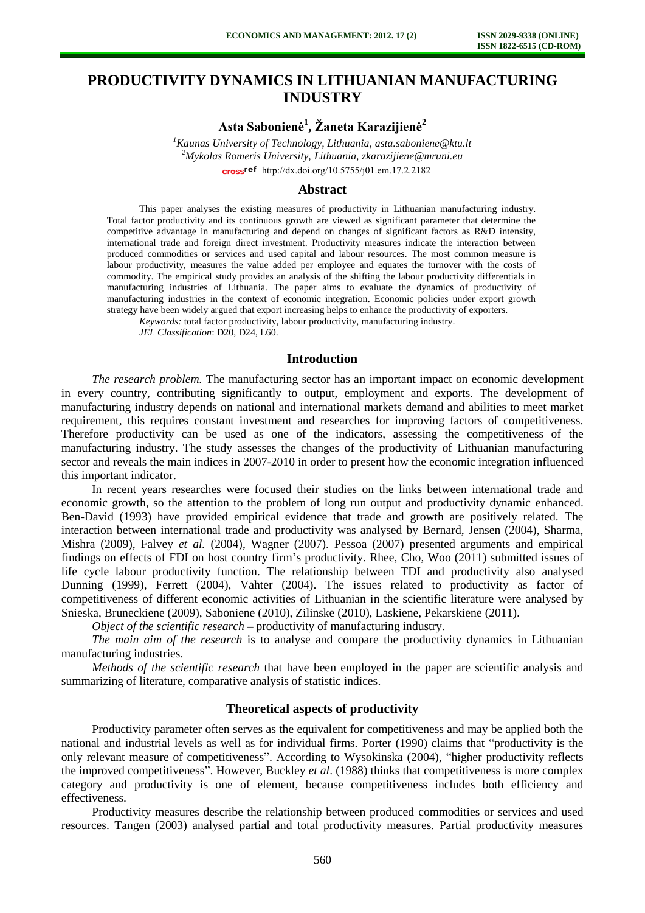# PRODUCTIVITY DYNAMICS IN LITHUANIAN MANUFACTURING INDUSTRY

**Asta Sabonienė[1], Žaneta Karazijienė[2]**

[1]*Kaunas University of Technology, Lithuania, asta.saboniene@ktu.lt*
[2]*Mykolas Romeris University, Lithuania, zkarazijiene@mruni.eu*
http://dx.doi.org/10.5755/j01.em.17.2.2182

## Abstract

This paper analyses the existing measures of productivity in Lithuanian manufacturing industry. Total factor productivity and its continuous growth are viewed as significant parameter that determine the competitive advantage in manufacturing and depend on changes of significant factors as R&D intensity, international trade and foreign direct investment. Productivity measures indicate the interaction between produced commodities or services and used capital and labour resources. The most common measure is labour productivity, measures the value added per employee and equates the turnover with the costs of commodity. The empirical study provides an analysis of the shifting the labour productivity differentials in manufacturing industries of Lithuania. The paper aims to evaluate the dynamics of productivity of manufacturing industries in the context of economic integration. Economic policies under export growth strategy have been widely argued that export increasing helps to enhance the productivity of exporters.

*Keywords:* total factor productivity, labour productivity, manufacturing industry.

*JEL Classification*: D20, D24, L60.

## Introduction

*The research problem.* The manufacturing sector has an important impact on economic development in every country, contributing significantly to output, employment and exports. The development of manufacturing industry depends on national and international markets demand and abilities to meet market requirement, this requires constant investment and researches for improving factors of competitiveness. Therefore productivity can be used as one of the indicators, assessing the competitiveness of the manufacturing industry. The study assesses the changes of the productivity of Lithuanian manufacturing sector and reveals the main indices in 2007-2010 in order to present how the economic integration influenced this important indicator.

In recent years researches were focused their studies on the links between international trade and economic growth, so the attention to the problem of long run output and productivity dynamic enhanced. Ben-David (1993) have provided empirical evidence that trade and growth are positively related. The interaction between international trade and productivity was analysed by Bernard, Jensen (2004), Sharma, Mishra (2009), Falvey *et al.* (2004), Wagner (2007). Pessoa (2007) presented arguments and empirical findings on effects of FDI on host country firm's productivity. Rhee, Cho, Woo (2011) submitted issues of life cycle labour productivity function. The relationship between TDI and productivity also analysed Dunning (1999), Ferrett (2004), Vahter (2004). The issues related to productivity as factor of competitiveness of different economic activities of Lithuanian in the scientific literature were analysed by Snieska, Bruneckiene (2009), Saboniene (2010), Zilinske (2010), Laskiene, Pekarskiene (2011).

*Object of the scientific research* – productivity of manufacturing industry.

*The main aim of the research* is to analyse and compare the productivity dynamics in Lithuanian manufacturing industries.

*Methods of the scientific research* that have been employed in the paper are scientific analysis and summarizing of literature, comparative analysis of statistic indices.

## Theoretical aspects of productivity

Productivity parameter often serves as the equivalent for competitiveness and may be applied both the national and industrial levels as well as for individual firms. Porter (1990) claims that "productivity is the only relevant measure of competitiveness". According to Wysokinska (2004), "higher productivity reflects the improved competitiveness". However, Buckley *et al*. (1988) thinks that competitiveness is more complex category and productivity is one of element, because competitiveness includes both efficiency and effectiveness.

Productivity measures describe the relationship between produced commodities or services and used resources. Tangen (2003) analysed partial and total productivity measures. Partial productivity measures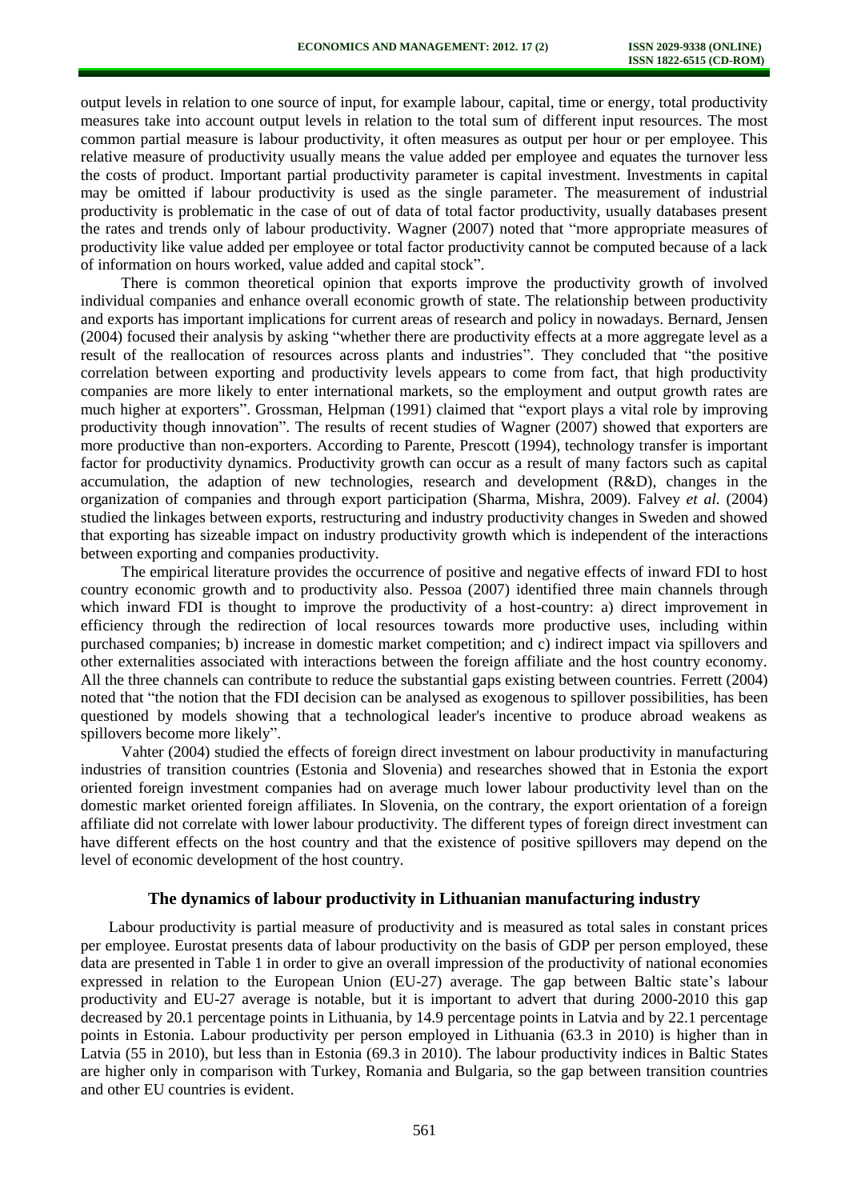output levels in relation to one source of input, for example labour, capital, time or energy, total productivity measures take into account output levels in relation to the total sum of different input resources. The most common partial measure is labour productivity, it often measures as output per hour or per employee. This relative measure of productivity usually means the value added per employee and equates the turnover less the costs of product. Important partial productivity parameter is capital investment. Investments in capital may be omitted if labour productivity is used as the single parameter. The measurement of industrial productivity is problematic in the case of out of data of total factor productivity, usually databases present the rates and trends only of labour productivity. Wagner (2007) noted that "more appropriate measures of productivity like value added per employee or total factor productivity cannot be computed because of a lack of information on hours worked, value added and capital stock".

There is common theoretical opinion that exports improve the productivity growth of involved individual companies and enhance overall economic growth of state. The relationship between productivity and exports has important implications for current areas of research and policy in nowadays. Bernard, Jensen (2004) focused their analysis by asking "whether there are productivity effects at a more aggregate level as a result of the reallocation of resources across plants and industries". They concluded that "the positive correlation between exporting and productivity levels appears to come from fact, that high productivity companies are more likely to enter international markets, so the employment and output growth rates are much higher at exporters". Grossman, Helpman (1991) claimed that "export plays a vital role by improving productivity though innovation". The results of recent studies of Wagner (2007) showed that exporters are more productive than non-exporters. According to Parente, Prescott (1994), technology transfer is important factor for productivity dynamics. Productivity growth can occur as a result of many factors such as capital accumulation, the adaption of new technologies, research and development (R&D), changes in the organization of companies and through export participation (Sharma, Mishra, 2009). Falvey *et al.* (2004) studied the linkages between exports, restructuring and industry productivity changes in Sweden and showed that exporting has sizeable impact on industry productivity growth which is independent of the interactions between exporting and companies productivity.

The empirical literature provides the occurrence of positive and negative effects of inward FDI to host country economic growth and to productivity also. Pessoa (2007) identified three main channels through which inward FDI is thought to improve the productivity of a host-country: a) direct improvement in efficiency through the redirection of local resources towards more productive uses, including within purchased companies; b) increase in domestic market competition; and c) indirect impact via spillovers and other externalities associated with interactions between the foreign affiliate and the host country economy. All the three channels can contribute to reduce the substantial gaps existing between countries. Ferrett (2004) noted that "the notion that the FDI decision can be analysed as exogenous to spillover possibilities, has been questioned by models showing that a technological leader's incentive to produce abroad weakens as spillovers become more likely".

Vahter (2004) studied the effects of foreign direct investment on labour productivity in manufacturing industries of transition countries (Estonia and Slovenia) and researches showed that in Estonia the export oriented foreign investment companies had on average much lower labour productivity level than on the domestic market oriented foreign affiliates. In Slovenia, on the contrary, the export orientation of a foreign affiliate did not correlate with lower labour productivity. The different types of foreign direct investment can have different effects on the host country and that the existence of positive spillovers may depend on the level of economic development of the host country.

## The dynamics of labour productivity in Lithuanian manufacturing industry

Labour productivity is partial measure of productivity and is measured as total sales in constant prices per employee. Eurostat presents data of labour productivity on the basis of GDP per person employed, these data are presented in Table 1 in order to give an overall impression of the productivity of national economies expressed in relation to the European Union (EU-27) average. The gap between Baltic state's labour productivity and EU-27 average is notable, but it is important to advert that during 2000-2010 this gap decreased by 20.1 percentage points in Lithuania, by 14.9 percentage points in Latvia and by 22.1 percentage points in Estonia. Labour productivity per person employed in Lithuania (63.3 in 2010) is higher than in Latvia (55 in 2010), but less than in Estonia (69.3 in 2010). The labour productivity indices in Baltic States are higher only in comparison with Turkey, Romania and Bulgaria, so the gap between transition countries and other EU countries is evident.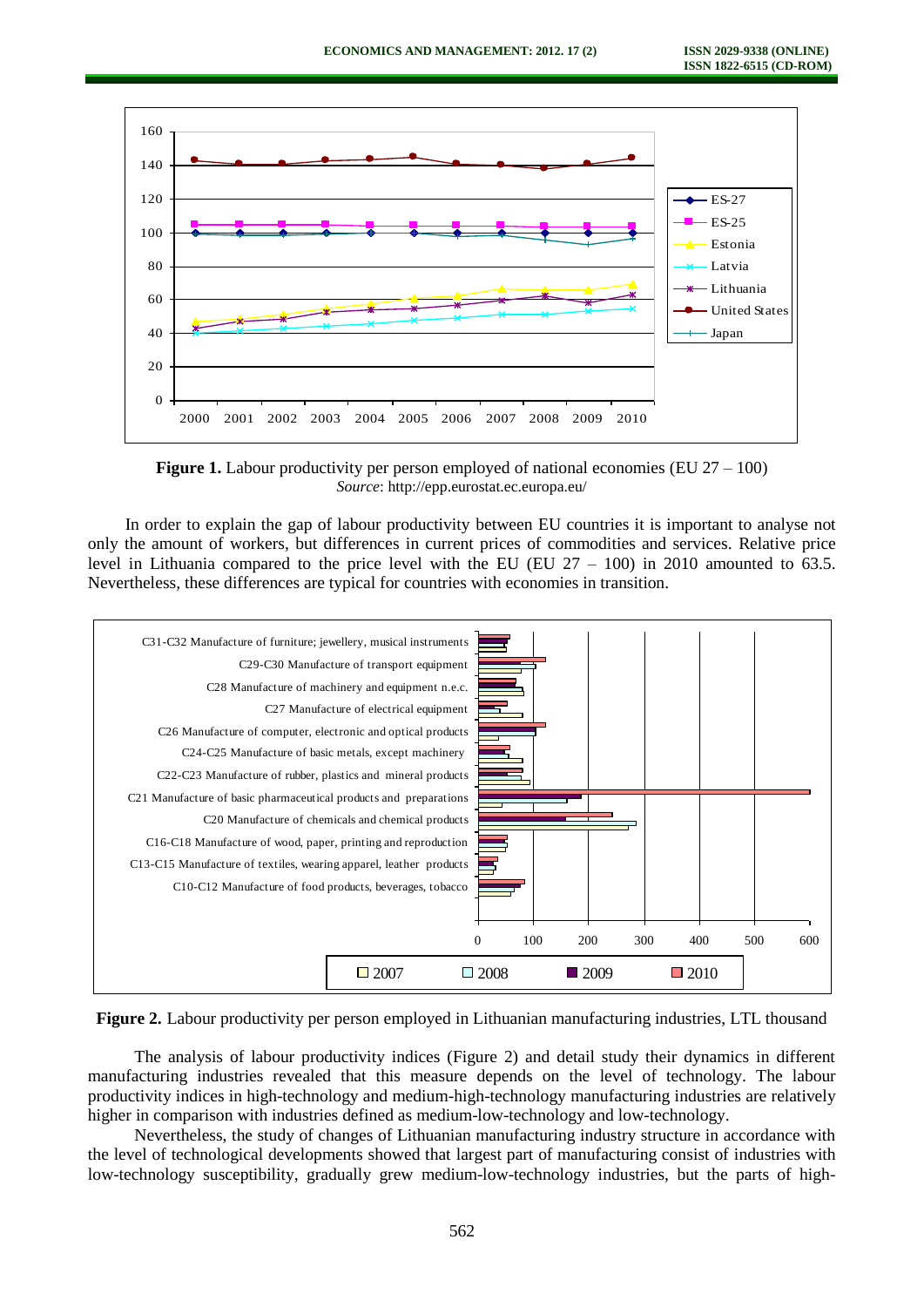**Figure 1.** Labour productivity per person employed of national economies (EU 27 – 100)
*Source*: http://epp.eurostat.ec.europa.eu/

In order to explain the gap of labour productivity between EU countries it is important to analyse not only the amount of workers, but differences in current prices of commodities and services. Relative price level in Lithuania compared to the price level with the EU (EU 27 – 100) in 2010 amounted to 63.5. Nevertheless, these differences are typical for countries with economies in transition.

**Figure 2.** Labour productivity per person employed in Lithuanian manufacturing industries, LTL thousand

The analysis of labour productivity indices (Figure 2) and detail study their dynamics in different manufacturing industries revealed that this measure depends on the level of technology. The labour productivity indices in high-technology and medium-high-technology manufacturing industries are relatively higher in comparison with industries defined as medium-low-technology and low-technology.

Nevertheless, the study of changes of Lithuanian manufacturing industry structure in accordance with the level of technological developments showed that largest part of manufacturing consist of industries with low-technology susceptibility, gradually grew medium-low-technology industries, but the parts of high-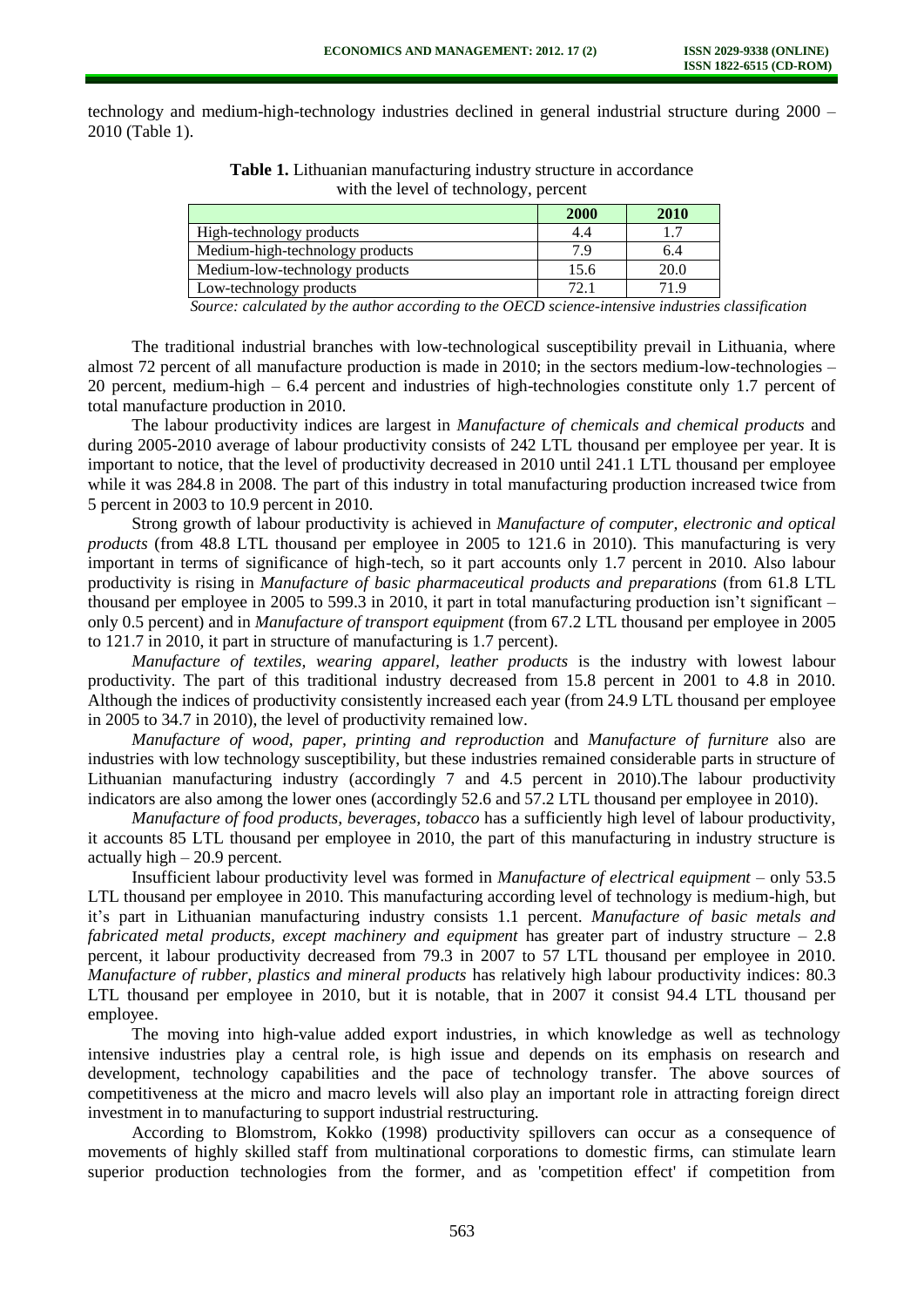technology and medium-high-technology industries declined in general industrial structure during 2000 – 2010 (Table 1).

**Table 1.** Lithuanian manufacturing industry structure in accordance with the level of technology, percent

| | **2000** | **2010** |
|---|---|---|
| High-technology products | 4.4 | 1.7 |
| Medium-high-technology products | 7.9 | 6.4 |
| Medium-low-technology products | 15.6 | 20.0 |
| Low-technology products | 72.1 | 71.9 |

*Source: calculated by the author according to the OECD science-intensive industries classification*

The traditional industrial branches with low-technological susceptibility prevail in Lithuania, where almost 72 percent of all manufacture production is made in 2010; in the sectors medium-low-technologies – 20 percent, medium-high – 6.4 percent and industries of high-technologies constitute only 1.7 percent of total manufacture production in 2010.

The labour productivity indices are largest in *Manufacture of chemicals and chemical products* and during 2005-2010 average of labour productivity consists of 242 LTL thousand per employee per year. It is important to notice, that the level of productivity decreased in 2010 until 241.1 LTL thousand per employee while it was 284.8 in 2008. The part of this industry in total manufacturing production increased twice from 5 percent in 2003 to 10.9 percent in 2010.

Strong growth of labour productivity is achieved in *Manufacture of computer, electronic and optical products* (from 48.8 LTL thousand per employee in 2005 to 121.6 in 2010). This manufacturing is very important in terms of significance of high-tech, so it part accounts only 1.7 percent in 2010. Also labour productivity is rising in *Manufacture of basic pharmaceutical products and preparations* (from 61.8 LTL thousand per employee in 2005 to 599.3 in 2010, it part in total manufacturing production isn't significant – only 0.5 percent) and in *Manufacture of transport equipment* (from 67.2 LTL thousand per employee in 2005 to 121.7 in 2010, it part in structure of manufacturing is 1.7 percent).

*Manufacture of textiles, wearing apparel, leather products* is the industry with lowest labour productivity. The part of this traditional industry decreased from 15.8 percent in 2001 to 4.8 in 2010. Although the indices of productivity consistently increased each year (from 24.9 LTL thousand per employee in 2005 to 34.7 in 2010), the level of productivity remained low.

*Manufacture of wood, paper, printing and reproduction* and *Manufacture of furniture* also are industries with low technology susceptibility, but these industries remained considerable parts in structure of Lithuanian manufacturing industry (accordingly 7 and 4.5 percent in 2010).The labour productivity indicators are also among the lower ones (accordingly 52.6 and 57.2 LTL thousand per employee in 2010).

*Manufacture of food products, beverages, tobacco* has a sufficiently high level of labour productivity, it accounts 85 LTL thousand per employee in 2010, the part of this manufacturing in industry structure is actually high – 20.9 percent.

Insufficient labour productivity level was formed in *Manufacture of electrical equipment* – only 53.5 LTL thousand per employee in 2010. This manufacturing according level of technology is medium-high, but it's part in Lithuanian manufacturing industry consists 1.1 percent. *Manufacture of basic metals and fabricated metal products, except machinery and equipment* has greater part of industry structure – 2.8 percent, it labour productivity decreased from 79.3 in 2007 to 57 LTL thousand per employee in 2010. *Manufacture of rubber, plastics and mineral products* has relatively high labour productivity indices: 80.3 LTL thousand per employee in 2010, but it is notable, that in 2007 it consist 94.4 LTL thousand per employee.

The moving into high-value added export industries, in which knowledge as well as technology intensive industries play a central role, is high issue and depends on its emphasis on research and development, technology capabilities and the pace of technology transfer. The above sources of competitiveness at the micro and macro levels will also play an important role in attracting foreign direct investment in to manufacturing to support industrial restructuring.

According to Blomstrom, Kokko (1998) productivity spillovers can occur as a consequence of movements of highly skilled staff from multinational corporations to domestic firms, can stimulate learn superior production technologies from the former, and as 'competition effect' if competition from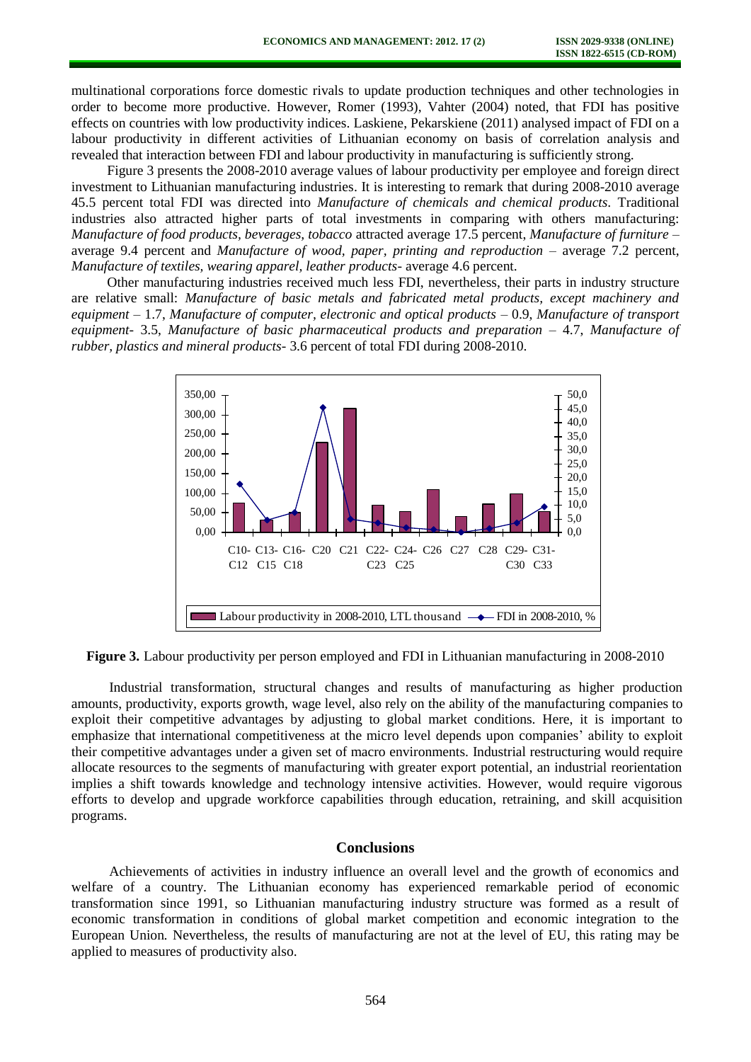multinational corporations force domestic rivals to update production techniques and other technologies in order to become more productive. However, Romer (1993), Vahter (2004) noted, that FDI has positive effects on countries with low productivity indices. Laskiene, Pekarskiene (2011) analysed impact of FDI on a labour productivity in different activities of Lithuanian economy on basis of correlation analysis and revealed that interaction between FDI and labour productivity in manufacturing is sufficiently strong.

Figure 3 presents the 2008-2010 average values of labour productivity per employee and foreign direct investment to Lithuanian manufacturing industries. It is interesting to remark that during 2008-2010 average 45.5 percent total FDI was directed into *Manufacture of chemicals and chemical products*. Traditional industries also attracted higher parts of total investments in comparing with others manufacturing: *Manufacture of food products, beverages, tobacco* attracted average 17.5 percent, *Manufacture of furniture* – average 9.4 percent and *Manufacture of wood, paper, printing and reproduction* – average 7.2 percent, *Manufacture of textiles, wearing apparel, leather products*- average 4.6 percent.

Other manufacturing industries received much less FDI, nevertheless, their parts in industry structure are relative small: *Manufacture of basic metals and fabricated metal products, except machinery and equipment* – 1.7, *Manufacture of computer, electronic and optical products* – 0.9, *Manufacture of transport equipment*- 3.5, *Manufacture of basic pharmaceutical products and preparation* – 4.7, *Manufacture of rubber, plastics and mineral products*- 3.6 percent of total FDI during 2008-2010.

**Figure 3.** Labour productivity per person employed and FDI in Lithuanian manufacturing in 2008-2010

Industrial transformation, structural changes and results of manufacturing as higher production amounts, productivity, exports growth, wage level, also rely on the ability of the manufacturing companies to exploit their competitive advantages by adjusting to global market conditions. Here, it is important to emphasize that international competitiveness at the micro level depends upon companies' ability to exploit their competitive advantages under a given set of macro environments. Industrial restructuring would require allocate resources to the segments of manufacturing with greater export potential, an industrial reorientation implies a shift towards knowledge and technology intensive activities. However, would require vigorous efforts to develop and upgrade workforce capabilities through education, retraining, and skill acquisition programs.

## Conclusions

Achievements of activities in industry influence an overall level and the growth of economics and welfare of a country. The Lithuanian economy has experienced remarkable period of economic transformation since 1991, so Lithuanian manufacturing industry structure was formed as a result of economic transformation in conditions of global market competition and economic integration to the European Union. Nevertheless, the results of manufacturing are not at the level of EU, this rating may be applied to measures of productivity also.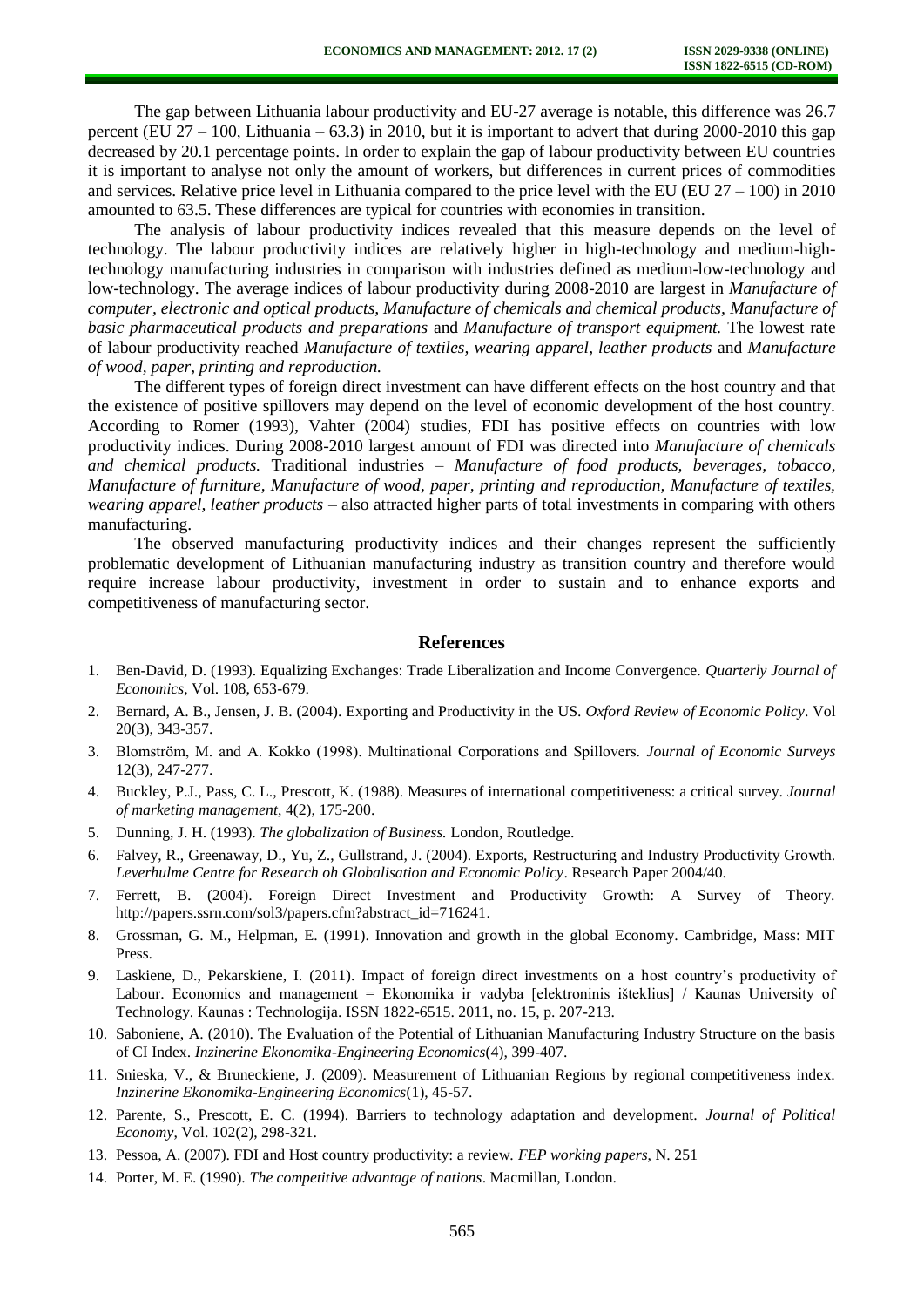The gap between Lithuania labour productivity and EU-27 average is notable, this difference was 26.7 percent (EU 27 – 100, Lithuania – 63.3) in 2010, but it is important to advert that during 2000-2010 this gap decreased by 20.1 percentage points. In order to explain the gap of labour productivity between EU countries it is important to analyse not only the amount of workers, but differences in current prices of commodities and services. Relative price level in Lithuania compared to the price level with the EU (EU 27 – 100) in 2010 amounted to 63.5. These differences are typical for countries with economies in transition.

The analysis of labour productivity indices revealed that this measure depends on the level of technology. The labour productivity indices are relatively higher in high-technology and medium-high-technology manufacturing industries in comparison with industries defined as medium-low-technology and low-technology. The average indices of labour productivity during 2008-2010 are largest in *Manufacture of computer, electronic and optical products, Manufacture of chemicals and chemical products, Manufacture of basic pharmaceutical products and preparations* and *Manufacture of transport equipment.* The lowest rate of labour productivity reached *Manufacture of textiles, wearing apparel, leather products* and *Manufacture of wood, paper, printing and reproduction.*

The different types of foreign direct investment can have different effects on the host country and that the existence of positive spillovers may depend on the level of economic development of the host country. According to Romer (1993), Vahter (2004) studies, FDI has positive effects on countries with low productivity indices. During 2008-2010 largest amount of FDI was directed into *Manufacture of chemicals and chemical products.* Traditional industries – *Manufacture of food products, beverages, tobacco, Manufacture of furniture, Manufacture of wood, paper, printing and reproduction, Manufacture of textiles, wearing apparel, leather products* – also attracted higher parts of total investments in comparing with others manufacturing.

The observed manufacturing productivity indices and their changes represent the sufficiently problematic development of Lithuanian manufacturing industry as transition country and therefore would require increase labour productivity, investment in order to sustain and to enhance exports and competitiveness of manufacturing sector.

## References

1. Ben-David, D. (1993). Equalizing Exchanges: Trade Liberalization and Income Convergence. *Quarterly Journal of Economics*, Vol. 108, 653-679.
2. Bernard, A. B., Jensen, J. B. (2004). Exporting and Productivity in the US. *Oxford Review of Economic Policy*. Vol 20(3), 343-357.
3. Blomström, M. and A. Kokko (1998). Multinational Corporations and Spillovers. *Journal of Economic Surveys* 12(3), 247-277.
4. Buckley, P.J., Pass, C. L., Prescott, K. (1988). Measures of international competitiveness: a critical survey. *Journal of marketing management*, 4(2), 175-200.
5. Dunning, J. H. (1993). *The globalization of Business.* London, Routledge.
6. Falvey, R., Greenaway, D., Yu, Z., Gullstrand, J. (2004). Exports, Restructuring and Industry Productivity Growth. *Leverhulme Centre for Research oh Globalisation and Economic Policy*. Research Paper 2004/40.
7. Ferrett, B. (2004). Foreign Direct Investment and Productivity Growth: A Survey of Theory. http://papers.ssrn.com/sol3/papers.cfm?abstract_id=716241.
8. Grossman, G. M., Helpman, E. (1991). Innovation and growth in the global Economy. Cambridge, Mass: MIT Press.
9. Laskiene, D., Pekarskiene, I. (2011). Impact of foreign direct investments on a host country's productivity of Labour. Economics and management = Ekonomika ir vadyba [elektroninis išteklius] / Kaunas University of Technology. Kaunas : Technologija. ISSN 1822-6515. 2011, no. 15, p. 207-213.
10. Saboniene, A. (2010). The Evaluation of the Potential of Lithuanian Manufacturing Industry Structure on the basis of CI Index. *Inzinerine Ekonomika-Engineering Economics*(4), 399-407.
11. Snieska, V., & Bruneckiene, J. (2009). Measurement of Lithuanian Regions by regional competitiveness index. *Inzinerine Ekonomika-Engineering Economics*(1), 45-57.
12. Parente, S., Prescott, E. C. (1994). Barriers to technology adaptation and development. *Journal of Political Economy*, Vol. 102(2), 298-321.
13. Pessoa, A. (2007). FDI and Host country productivity: a review. *FEP working papers*, N. 251
14. Porter, M. E. (1990). *The competitive advantage of nations*. Macmillan, London.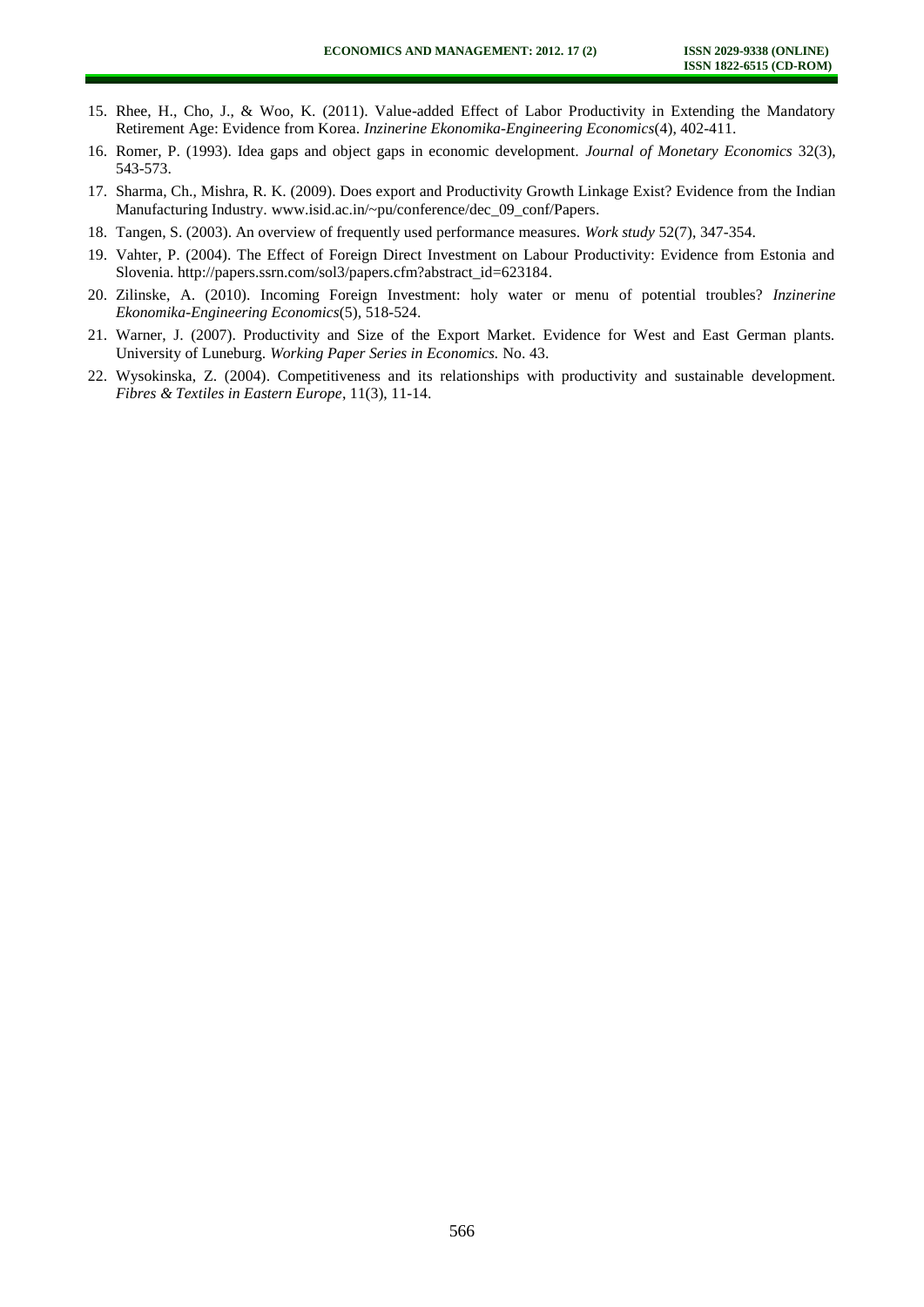15. Rhee, H., Cho, J., & Woo, K. (2011). Value-added Effect of Labor Productivity in Extending the Mandatory Retirement Age: Evidence from Korea. *Inzinerine Ekonomika-Engineering Economics*(4), 402-411.
16. Romer, P. (1993). Idea gaps and object gaps in economic development. *Journal of Monetary Economics* 32(3), 543-573.
17. Sharma, Ch., Mishra, R. K. (2009). Does export and Productivity Growth Linkage Exist? Evidence from the Indian Manufacturing Industry. www.isid.ac.in/~pu/conference/dec_09_conf/Papers.
18. Tangen, S. (2003). An overview of frequently used performance measures. *Work study* 52(7), 347-354.
19. Vahter, P. (2004). The Effect of Foreign Direct Investment on Labour Productivity: Evidence from Estonia and Slovenia. http://papers.ssrn.com/sol3/papers.cfm?abstract_id=623184.
20. Zilinske, A. (2010). Incoming Foreign Investment: holy water or menu of potential troubles? *Inzinerine Ekonomika-Engineering Economics*(5), 518-524.
21. Warner, J. (2007). Productivity and Size of the Export Market. Evidence for West and East German plants. University of Luneburg. *Working Paper Series in Economics.* No. 43.
22. Wysokinska, Z. (2004). Competitiveness and its relationships with productivity and sustainable development. *Fibres & Textiles in Eastern Europe*, 11(3), 11-14.